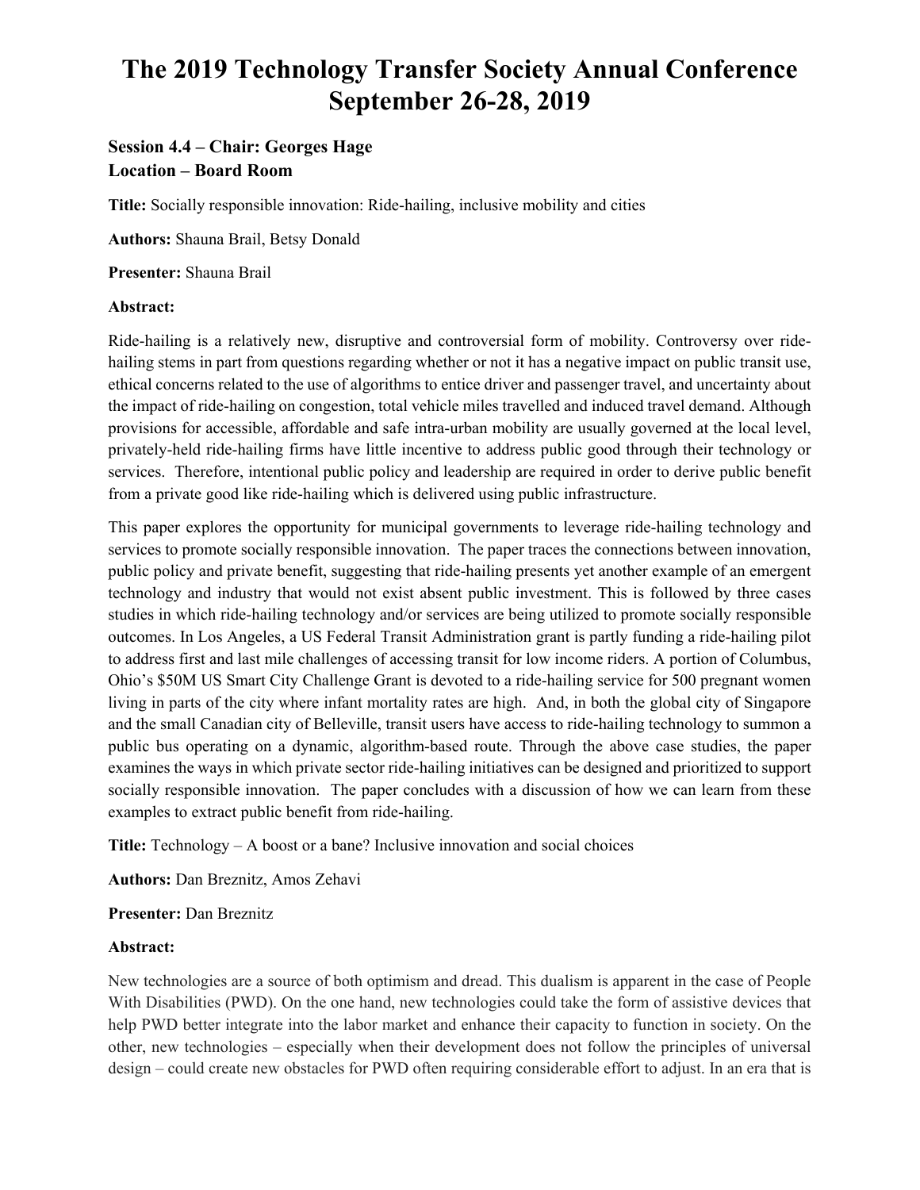# The 2019 Technology Transfer Society Annual Conference September 26-28, 2019

### Session 4.4 – Chair: Georges Hage
### Location – Board Room

**Title:** Socially responsible innovation: Ride-hailing, inclusive mobility and cities

**Authors:** Shauna Brail, Betsy Donald

**Presenter:** Shauna Brail

**Abstract:**

Ride-hailing is a relatively new, disruptive and controversial form of mobility. Controversy over ride-hailing stems in part from questions regarding whether or not it has a negative impact on public transit use, ethical concerns related to the use of algorithms to entice driver and passenger travel, and uncertainty about the impact of ride-hailing on congestion, total vehicle miles travelled and induced travel demand. Although provisions for accessible, affordable and safe intra-urban mobility are usually governed at the local level, privately-held ride-hailing firms have little incentive to address public good through their technology or services. Therefore, intentional public policy and leadership are required in order to derive public benefit from a private good like ride-hailing which is delivered using public infrastructure.

This paper explores the opportunity for municipal governments to leverage ride-hailing technology and services to promote socially responsible innovation. The paper traces the connections between innovation, public policy and private benefit, suggesting that ride-hailing presents yet another example of an emergent technology and industry that would not exist absent public investment. This is followed by three cases studies in which ride-hailing technology and/or services are being utilized to promote socially responsible outcomes. In Los Angeles, a US Federal Transit Administration grant is partly funding a ride-hailing pilot to address first and last mile challenges of accessing transit for low income riders. A portion of Columbus, Ohio's $50M US Smart City Challenge Grant is devoted to a ride-hailing service for 500 pregnant women living in parts of the city where infant mortality rates are high. And, in both the global city of Singapore and the small Canadian city of Belleville, transit users have access to ride-hailing technology to summon a public bus operating on a dynamic, algorithm-based route. Through the above case studies, the paper examines the ways in which private sector ride-hailing initiatives can be designed and prioritized to support socially responsible innovation. The paper concludes with a discussion of how we can learn from these examples to extract public benefit from ride-hailing.

**Title:** Technology – A boost or a bane? Inclusive innovation and social choices

**Authors:** Dan Breznitz, Amos Zehavi

**Presenter:** Dan Breznitz

**Abstract:**

New technologies are a source of both optimism and dread. This dualism is apparent in the case of People With Disabilities (PWD). On the one hand, new technologies could take the form of assistive devices that help PWD better integrate into the labor market and enhance their capacity to function in society. On the other, new technologies – especially when their development does not follow the principles of universal design – could create new obstacles for PWD often requiring considerable effort to adjust. In an era that is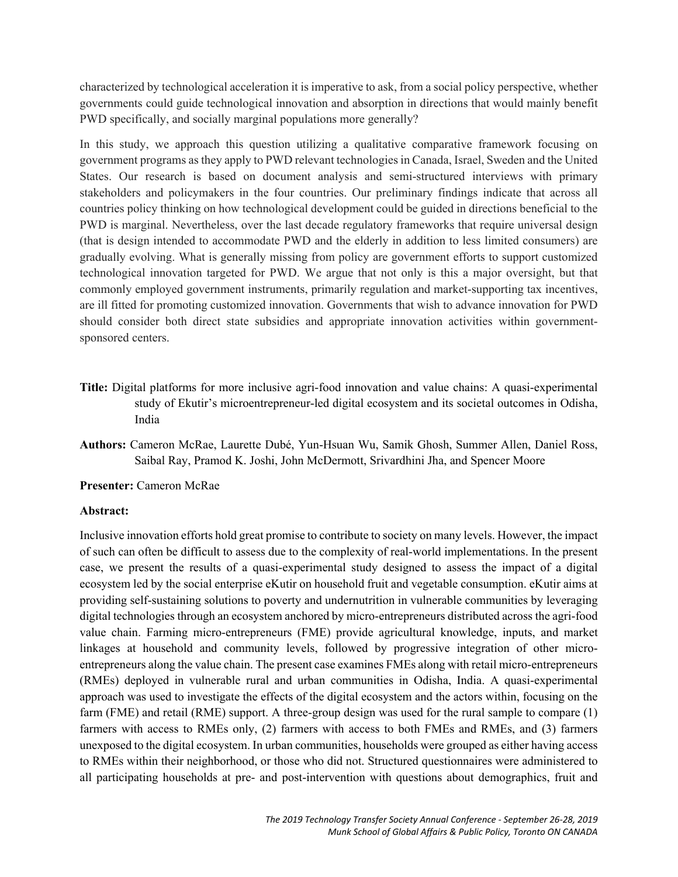characterized by technological acceleration it is imperative to ask, from a social policy perspective, whether governments could guide technological innovation and absorption in directions that would mainly benefit PWD specifically, and socially marginal populations more generally?

In this study, we approach this question utilizing a qualitative comparative framework focusing on government programs as they apply to PWD relevant technologies in Canada, Israel, Sweden and the United States. Our research is based on document analysis and semi-structured interviews with primary stakeholders and policymakers in the four countries. Our preliminary findings indicate that across all countries policy thinking on how technological development could be guided in directions beneficial to the PWD is marginal. Nevertheless, over the last decade regulatory frameworks that require universal design (that is design intended to accommodate PWD and the elderly in addition to less limited consumers) are gradually evolving. What is generally missing from policy are government efforts to support customized technological innovation targeted for PWD. We argue that not only is this a major oversight, but that commonly employed government instruments, primarily regulation and market-supporting tax incentives, are ill fitted for promoting customized innovation. Governments that wish to advance innovation for PWD should consider both direct state subsidies and appropriate innovation activities within government-sponsored centers.

**Title:** Digital platforms for more inclusive agri-food innovation and value chains: A quasi-experimental study of Ekutir's microentrepreneur-led digital ecosystem and its societal outcomes in Odisha, India

**Authors:** Cameron McRae, Laurette Dubé, Yun-Hsuan Wu, Samik Ghosh, Summer Allen, Daniel Ross, Saibal Ray, Pramod K. Joshi, John McDermott, Srivardhini Jha, and Spencer Moore

**Presenter:** Cameron McRae

**Abstract:**

Inclusive innovation efforts hold great promise to contribute to society on many levels. However, the impact of such can often be difficult to assess due to the complexity of real-world implementations. In the present case, we present the results of a quasi-experimental study designed to assess the impact of a digital ecosystem led by the social enterprise eKutir on household fruit and vegetable consumption. eKutir aims at providing self-sustaining solutions to poverty and undernutrition in vulnerable communities by leveraging digital technologies through an ecosystem anchored by micro-entrepreneurs distributed across the agri-food value chain. Farming micro-entrepreneurs (FME) provide agricultural knowledge, inputs, and market linkages at household and community levels, followed by progressive integration of other micro-entrepreneurs along the value chain. The present case examines FMEs along with retail micro-entrepreneurs (RMEs) deployed in vulnerable rural and urban communities in Odisha, India. A quasi-experimental approach was used to investigate the effects of the digital ecosystem and the actors within, focusing on the farm (FME) and retail (RME) support. A three-group design was used for the rural sample to compare (1) farmers with access to RMEs only, (2) farmers with access to both FMEs and RMEs, and (3) farmers unexposed to the digital ecosystem. In urban communities, households were grouped as either having access to RMEs within their neighborhood, or those who did not. Structured questionnaires were administered to all participating households at pre- and post-intervention with questions about demographics, fruit and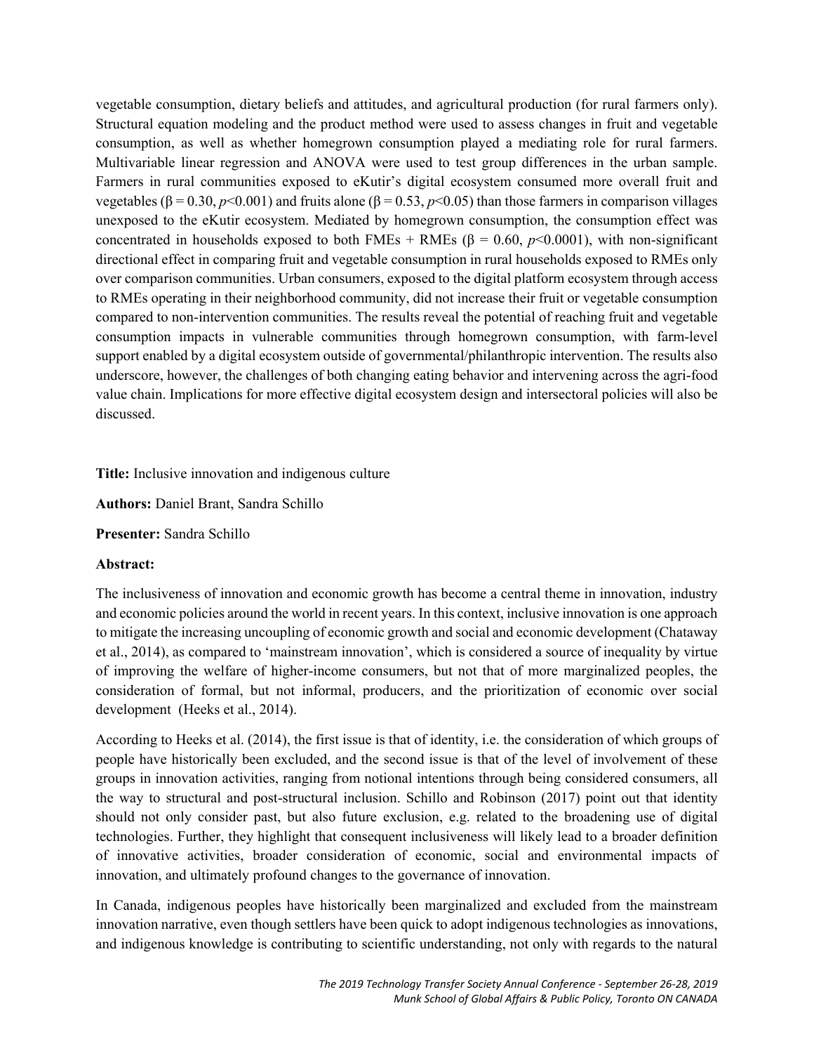vegetable consumption, dietary beliefs and attitudes, and agricultural production (for rural farmers only). Structural equation modeling and the product method were used to assess changes in fruit and vegetable consumption, as well as whether homegrown consumption played a mediating role for rural farmers. Multivariable linear regression and ANOVA were used to test group differences in the urban sample. Farmers in rural communities exposed to eKutir's digital ecosystem consumed more overall fruit and vegetables ($\beta = 0.30$, $p<0.001$) and fruits alone ($\beta = 0.53$, $p<0.05$) than those farmers in comparison villages unexposed to the eKutir ecosystem. Mediated by homegrown consumption, the consumption effect was concentrated in households exposed to both FMEs + RMEs ($\beta = 0.60$, $p<0.0001$), with non-significant directional effect in comparing fruit and vegetable consumption in rural households exposed to RMEs only over comparison communities. Urban consumers, exposed to the digital platform ecosystem through access to RMEs operating in their neighborhood community, did not increase their fruit or vegetable consumption compared to non-intervention communities. The results reveal the potential of reaching fruit and vegetable consumption impacts in vulnerable communities through homegrown consumption, with farm-level support enabled by a digital ecosystem outside of governmental/philanthropic intervention. The results also underscore, however, the challenges of both changing eating behavior and intervening across the agri-food value chain. Implications for more effective digital ecosystem design and intersectoral policies will also be discussed.

**Title:** Inclusive innovation and indigenous culture

**Authors:** Daniel Brant, Sandra Schillo

**Presenter:** Sandra Schillo

**Abstract:**

The inclusiveness of innovation and economic growth has become a central theme in innovation, industry and economic policies around the world in recent years. In this context, inclusive innovation is one approach to mitigate the increasing uncoupling of economic growth and social and economic development (Chataway et al., 2014), as compared to 'mainstream innovation', which is considered a source of inequality by virtue of improving the welfare of higher-income consumers, but not that of more marginalized peoples, the consideration of formal, but not informal, producers, and the prioritization of economic over social development (Heeks et al., 2014).

According to Heeks et al. (2014), the first issue is that of identity, i.e. the consideration of which groups of people have historically been excluded, and the second issue is that of the level of involvement of these groups in innovation activities, ranging from notional intentions through being considered consumers, all the way to structural and post-structural inclusion. Schillo and Robinson (2017) point out that identity should not only consider past, but also future exclusion, e.g. related to the broadening use of digital technologies. Further, they highlight that consequent inclusiveness will likely lead to a broader definition of innovative activities, broader consideration of economic, social and environmental impacts of innovation, and ultimately profound changes to the governance of innovation.

In Canada, indigenous peoples have historically been marginalized and excluded from the mainstream innovation narrative, even though settlers have been quick to adopt indigenous technologies as innovations, and indigenous knowledge is contributing to scientific understanding, not only with regards to the natural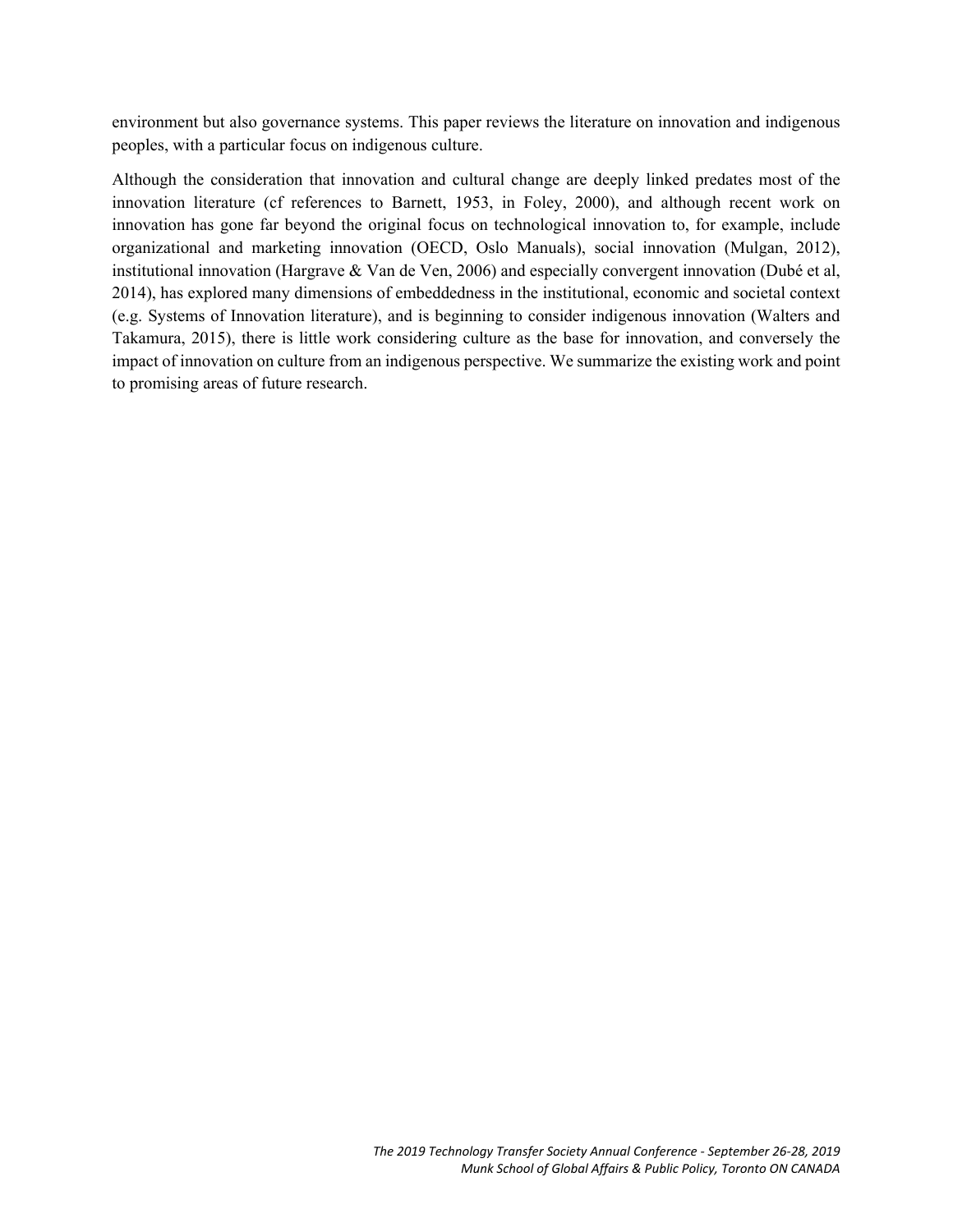environment but also governance systems. This paper reviews the literature on innovation and indigenous peoples, with a particular focus on indigenous culture.

Although the consideration that innovation and cultural change are deeply linked predates most of the innovation literature (cf references to Barnett, 1953, in Foley, 2000), and although recent work on innovation has gone far beyond the original focus on technological innovation to, for example, include organizational and marketing innovation (OECD, Oslo Manuals), social innovation (Mulgan, 2012), institutional innovation (Hargrave & Van de Ven, 2006) and especially convergent innovation (Dubé et al, 2014), has explored many dimensions of embeddedness in the institutional, economic and societal context (e.g. Systems of Innovation literature), and is beginning to consider indigenous innovation (Walters and Takamura, 2015), there is little work considering culture as the base for innovation, and conversely the impact of innovation on culture from an indigenous perspective. We summarize the existing work and point to promising areas of future research.